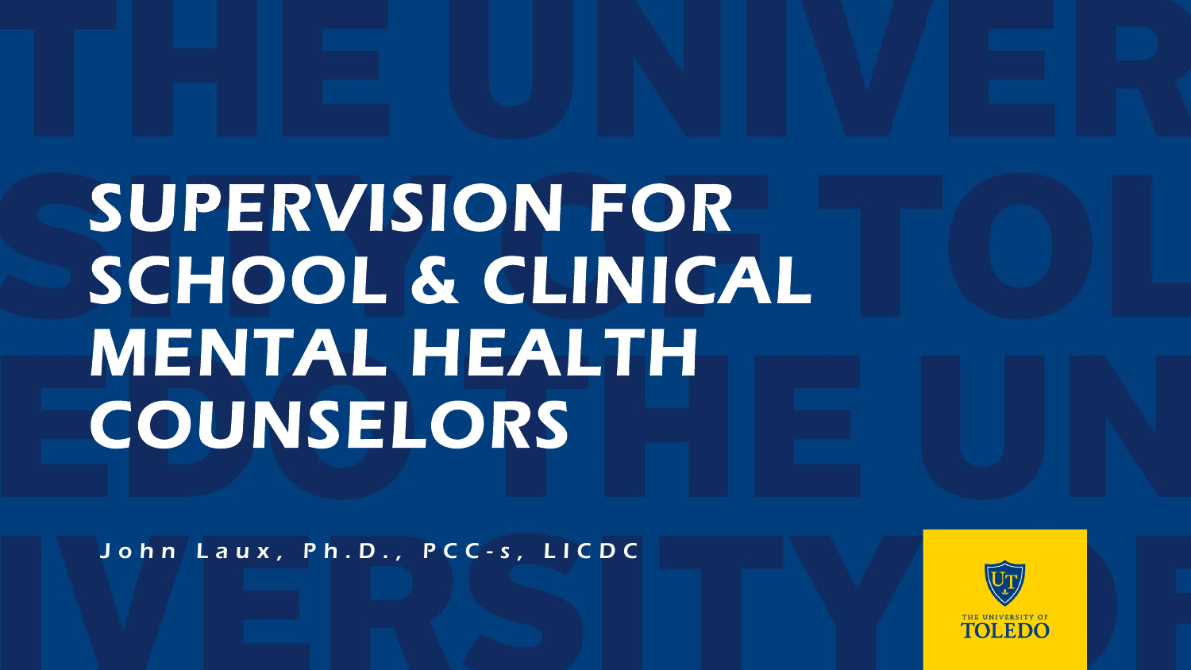# SUPERVISION FOR SCHOOL & CLINICAL MENTAL HEALTH COUNSELORS

John Laux, Ph.D., PCC-s, LICDC

THE UNIVERSITY OF TOLEDO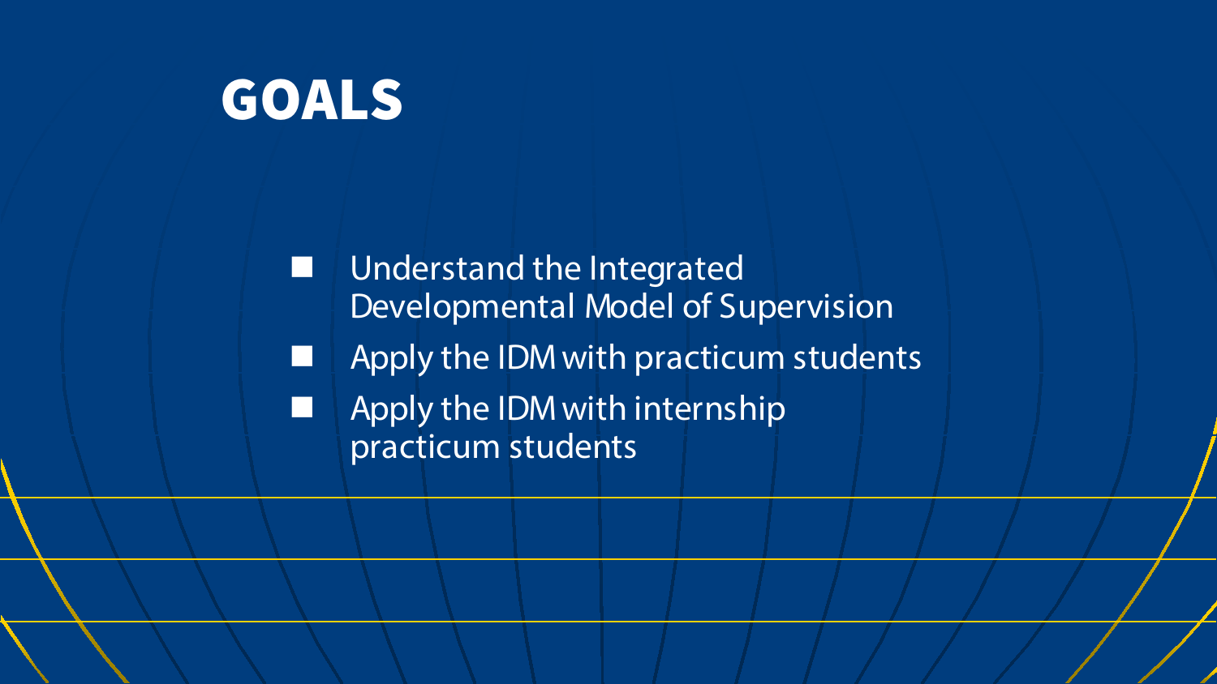# GOALS

- Understand the Integrated Developmental Model of Supervision
- Apply the IDM with practicum students
- Apply the IDM with internship practicum students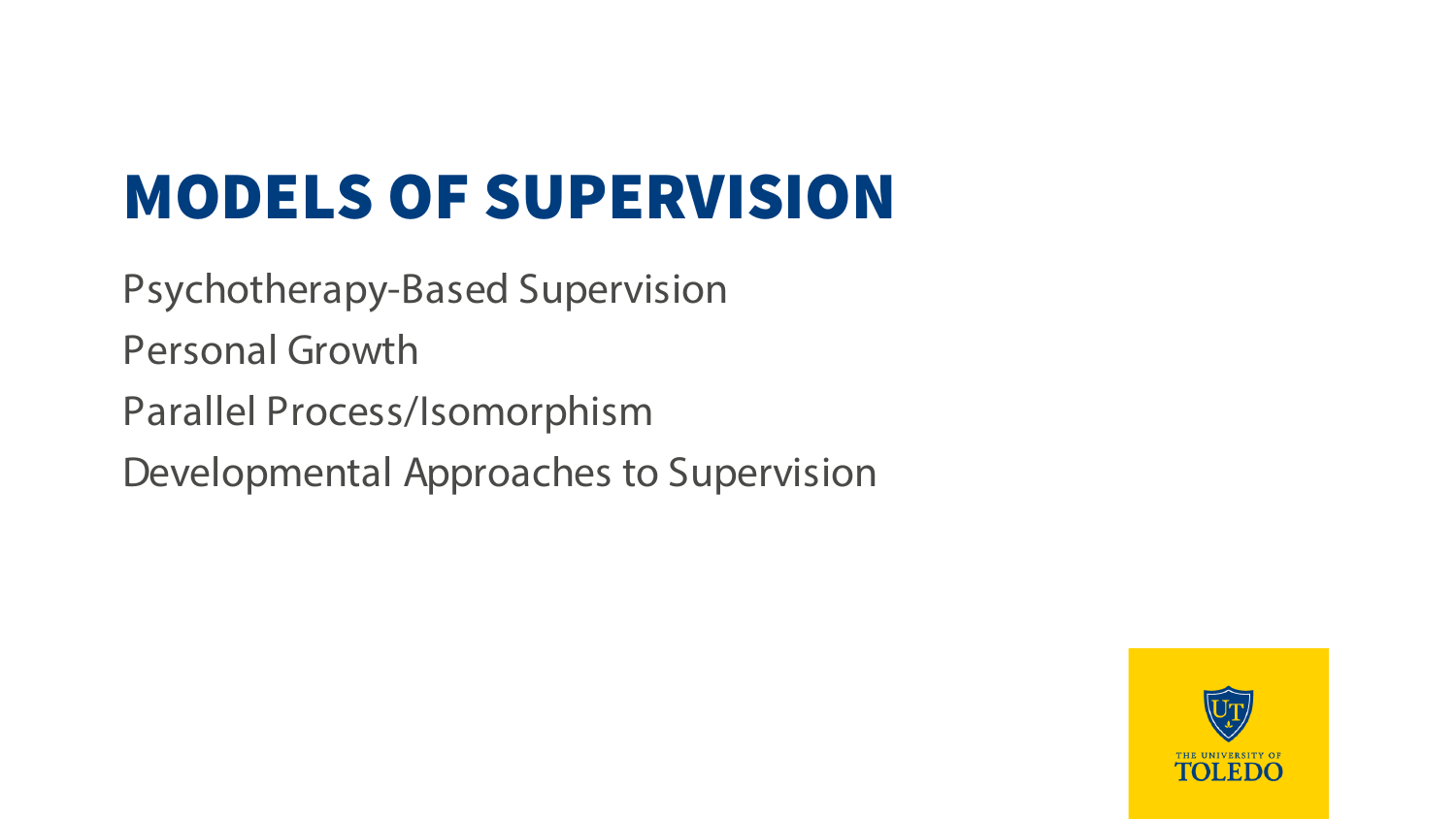# MODELS OF SUPERVISION

Psychotherapy-Based Supervision

Personal Growth

Parallel Process/Isomorphism

Developmental Approaches to Supervision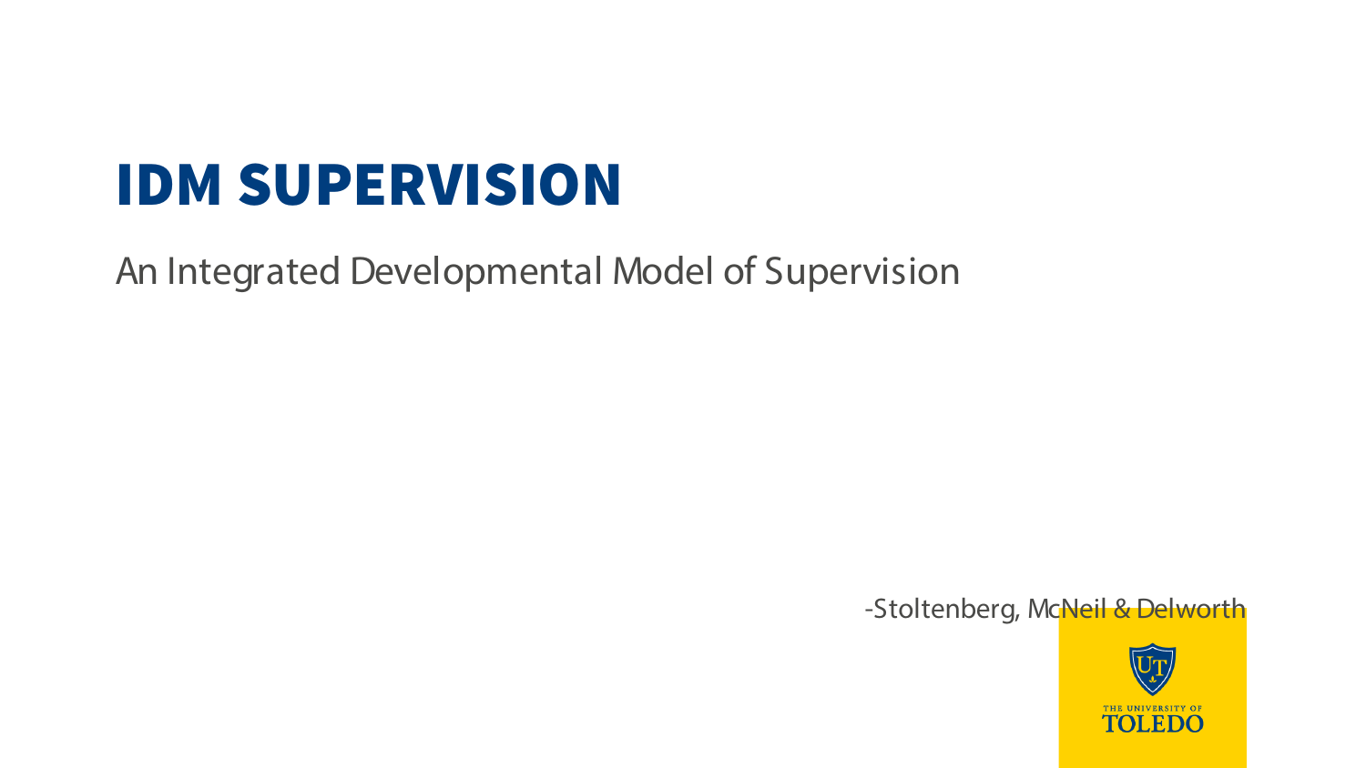# IDM SUPERVISION

An Integrated Developmental Model of Supervision

-Stoltenberg, McNeil & Delworth

THE UNIVERSITY OF TOLEDO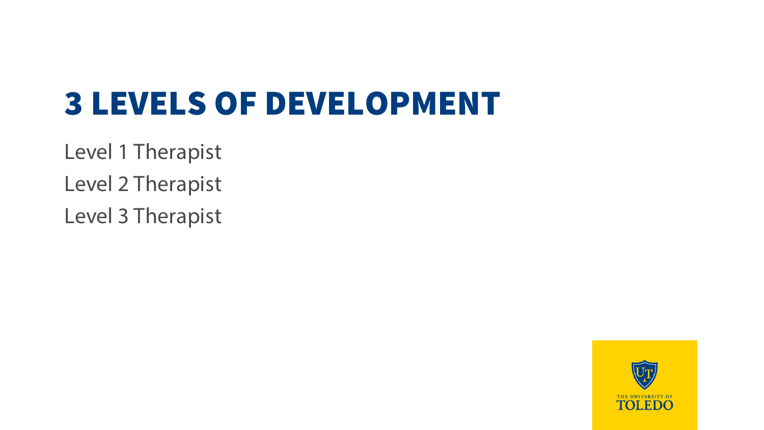# 3 LEVELS OF DEVELOPMENT

Level 1 Therapist

Level 2 Therapist

Level 3 Therapist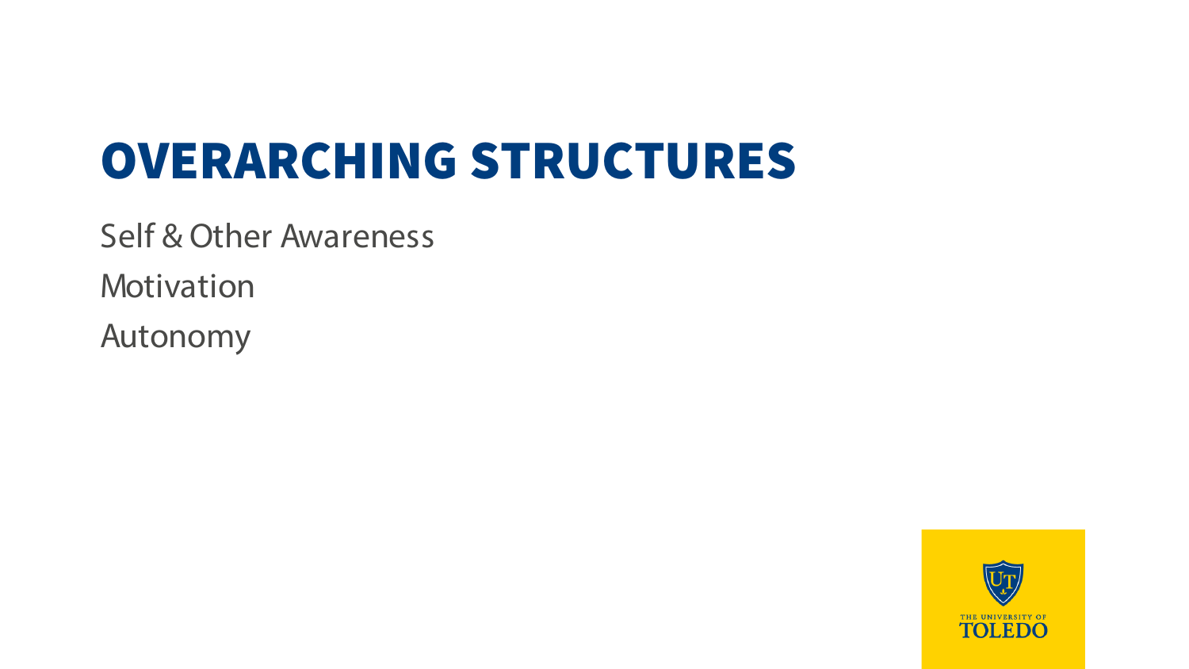# OVERARCHING STRUCTURES

Self & Other Awareness

Motivation

Autonomy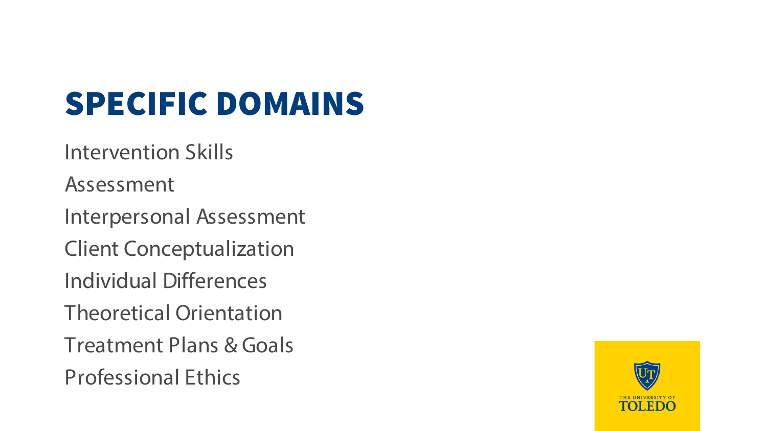# SPECIFIC DOMAINS

Intervention Skills

Assessment

Interpersonal Assessment

Client Conceptualization

Individual Differences

Theoretical Orientation

Treatment Plans & Goals

Professional Ethics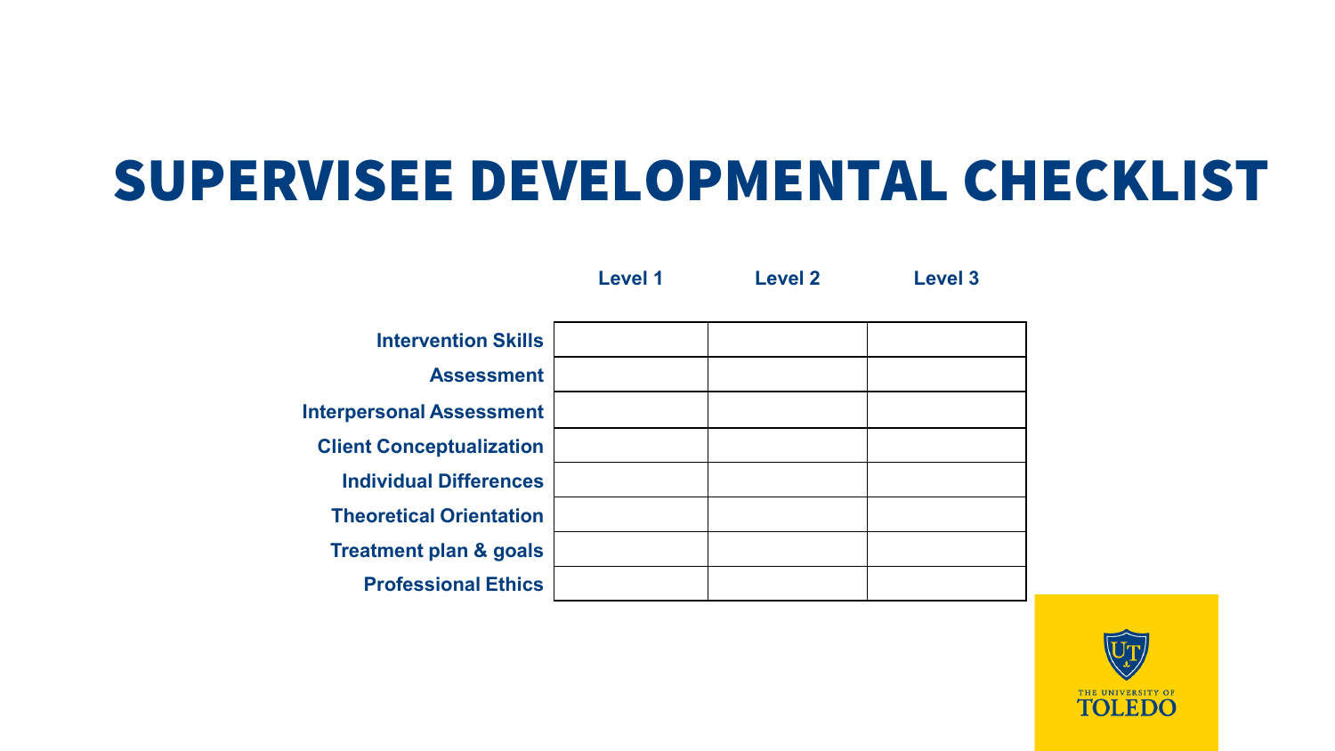# SUPERVISEE DEVELOPMENTAL CHECKLIST

| | Level 1 | Level 2 | Level 3 |
|---|---|---|---|
| **Intervention Skills** | | | |
| **Assessment** | | | |
| **Interpersonal Assessment** | | | |
| **Client Conceptualization** | | | |
| **Individual Differences** | | | |
| **Theoretical Orientation** | | | |
| **Treatment plan & goals** | | | |
| **Professional Ethics** | | | |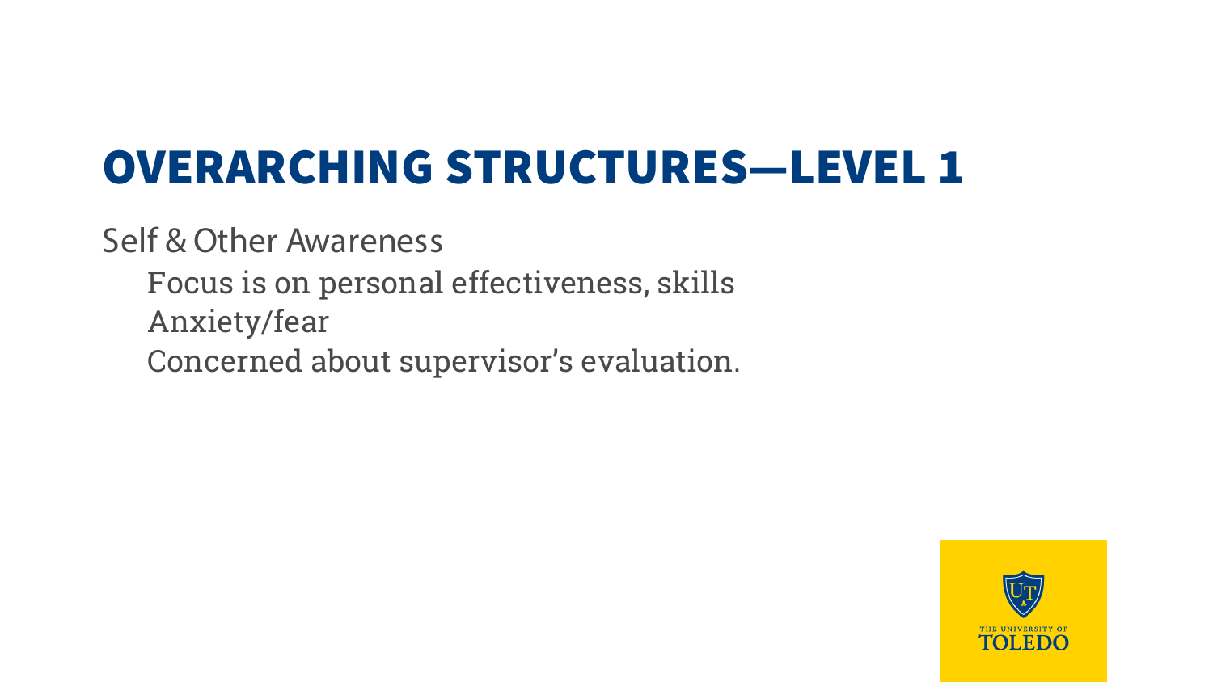# OVERARCHING STRUCTURES—LEVEL 1

Self & Other Awareness

- Focus is on personal effectiveness, skills
- Anxiety/fear
- Concerned about supervisor's evaluation.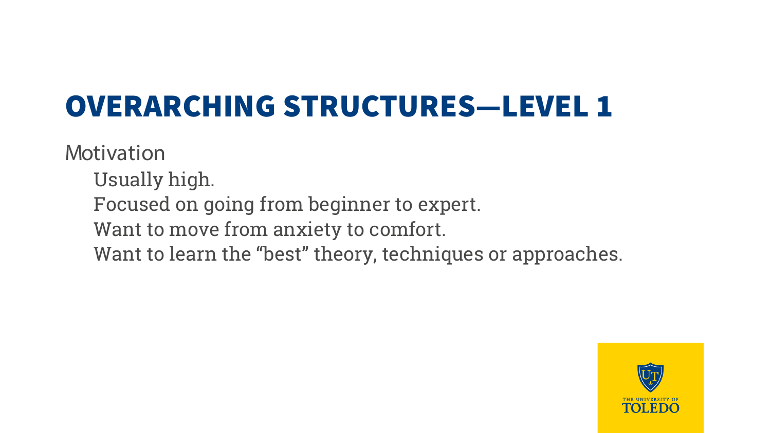# OVERARCHING STRUCTURES—LEVEL 1

Motivation

- Usually high.
- Focused on going from beginner to expert.
- Want to move from anxiety to comfort.
- Want to learn the “best” theory, techniques or approaches.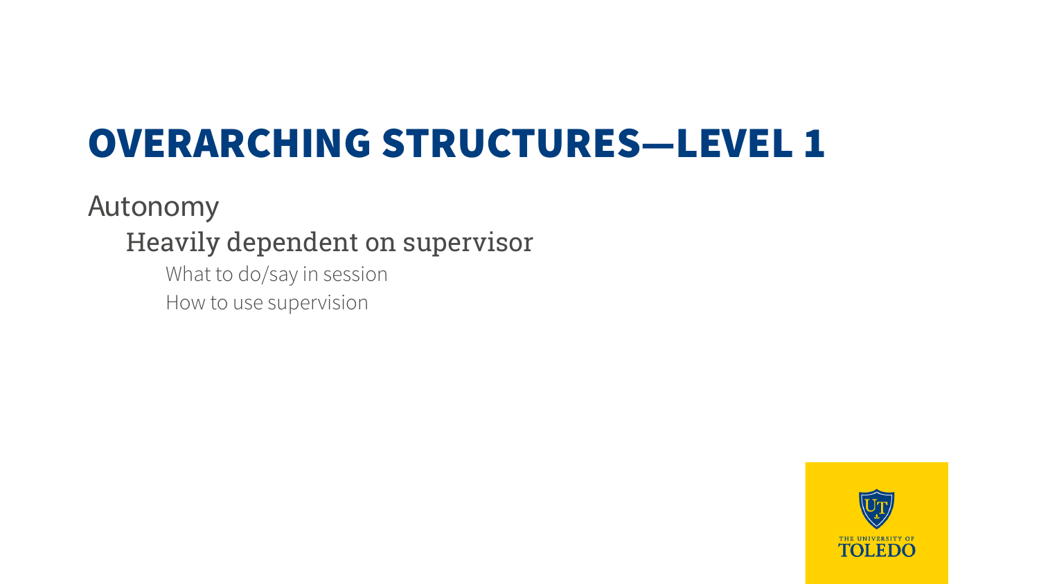# OVERARCHING STRUCTURES—LEVEL 1

- Autonomy
  - Heavily dependent on supervisor
    - What to do/say in session
    - How to use supervision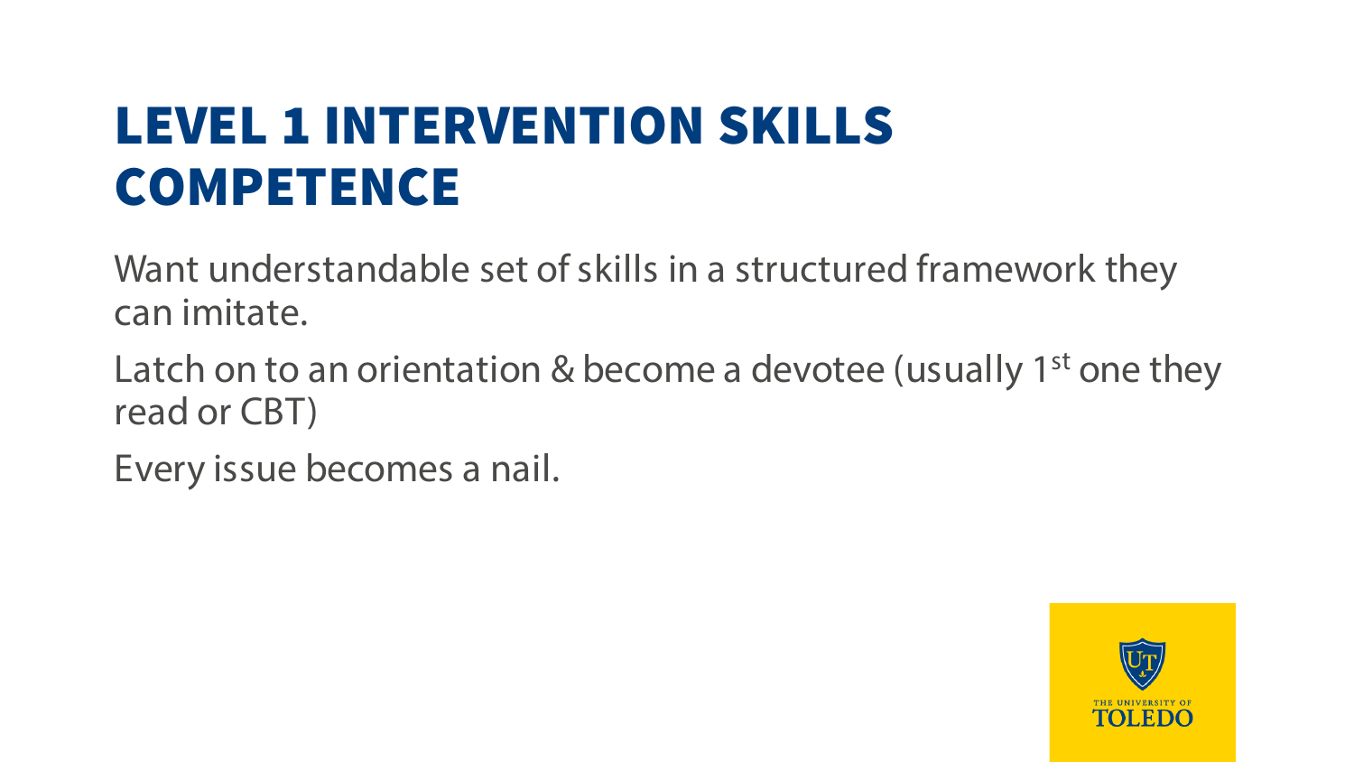# LEVEL 1 INTERVENTION SKILLS COMPETENCE

Want understandable set of skills in a structured framework they can imitate.

Latch on to an orientation & become a devotee (usually 1st one they read or CBT)

Every issue becomes a nail.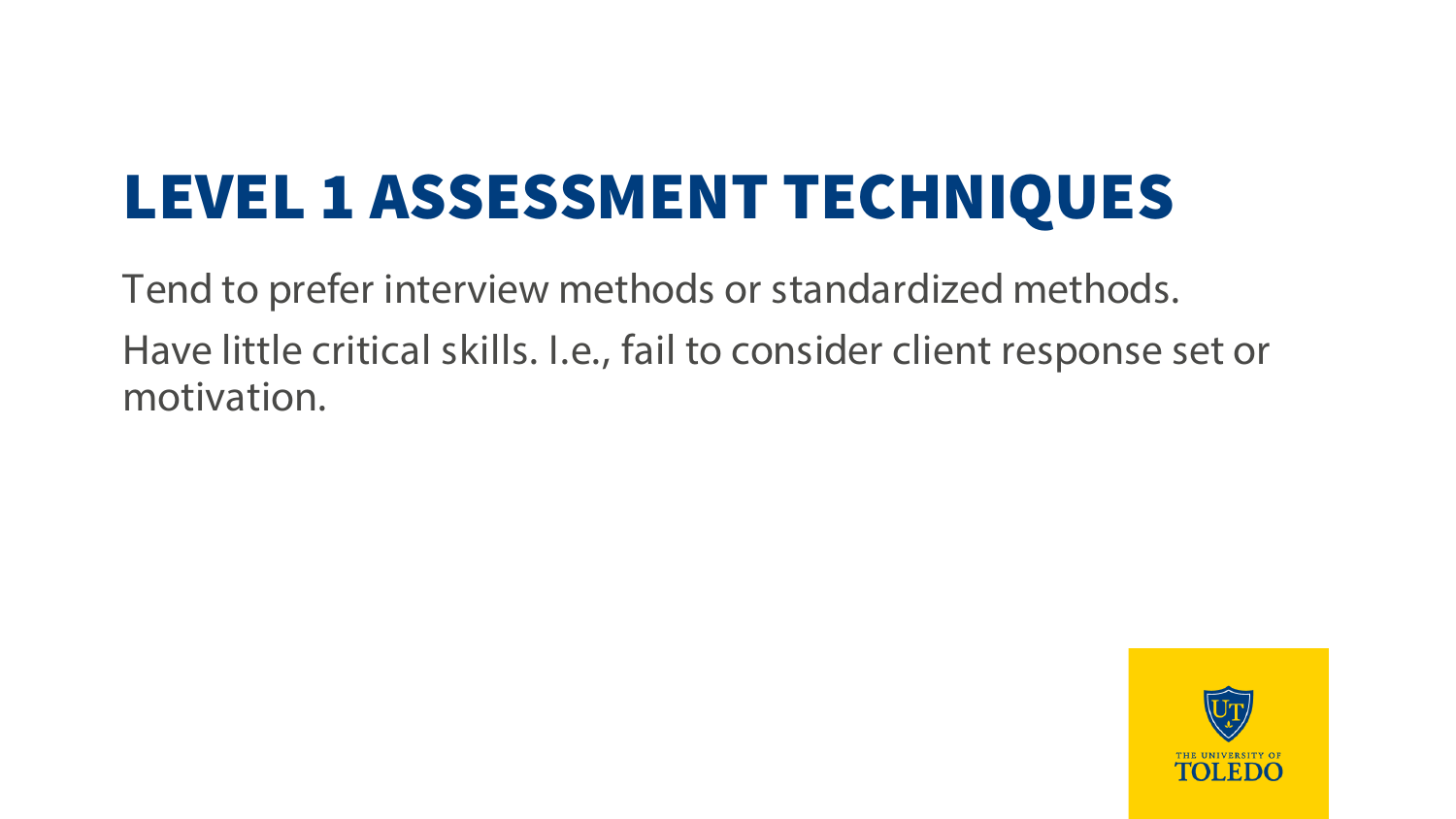# LEVEL 1 ASSESSMENT TECHNIQUES

Tend to prefer interview methods or standardized methods.

Have little critical skills. I.e., fail to consider client response set or motivation.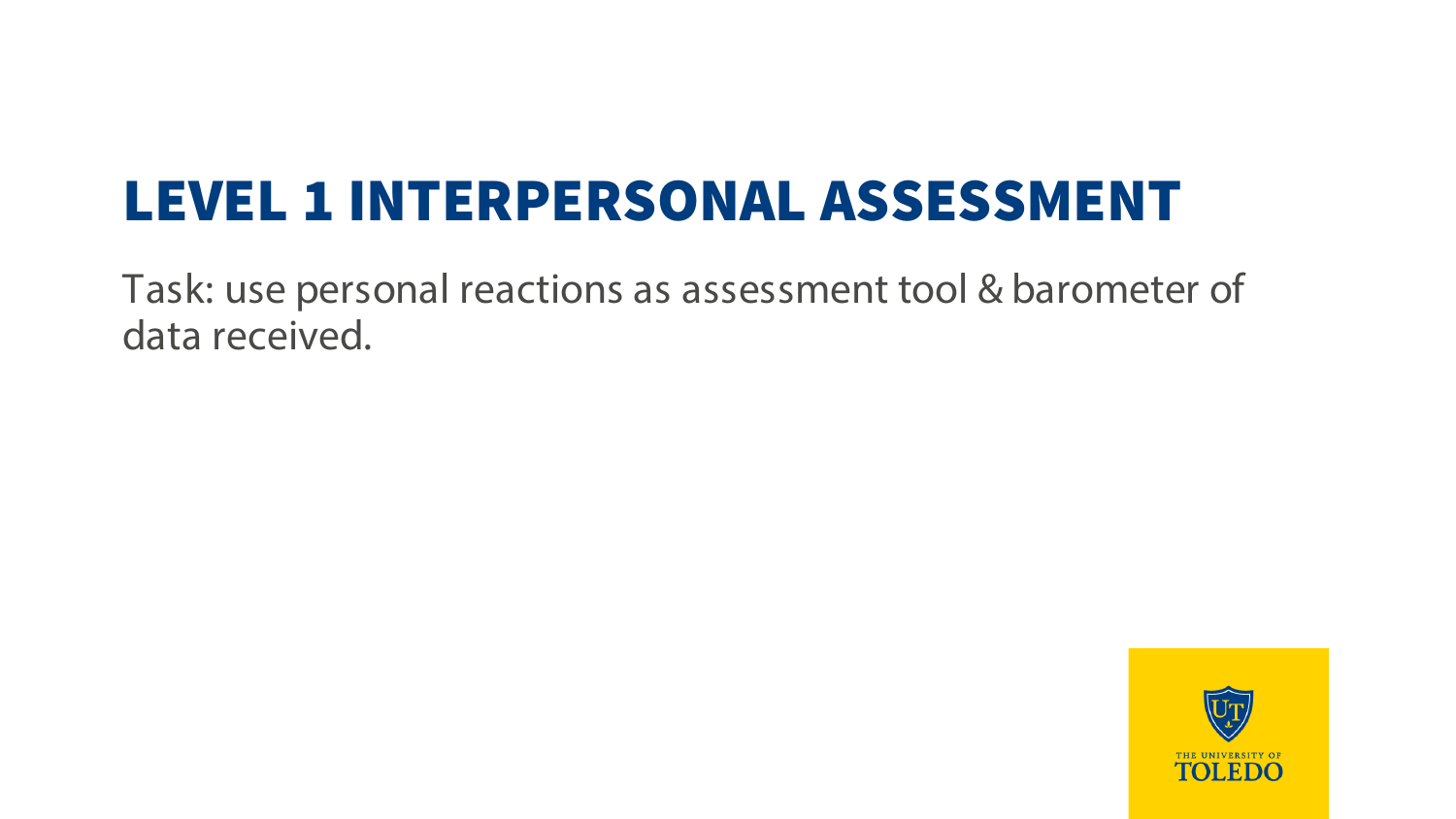# LEVEL 1 INTERPERSONAL ASSESSMENT

Task: use personal reactions as assessment tool & barometer of data received.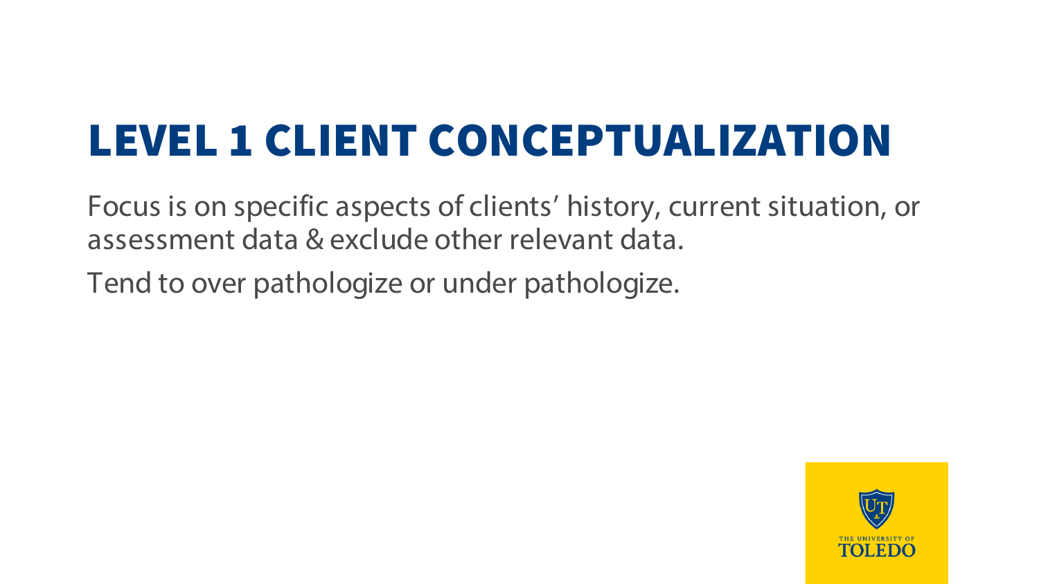# LEVEL 1 CLIENT CONCEPTUALIZATION

Focus is on specific aspects of clients' history, current situation, or assessment data & exclude other relevant data.

Tend to over pathologize or under pathologize.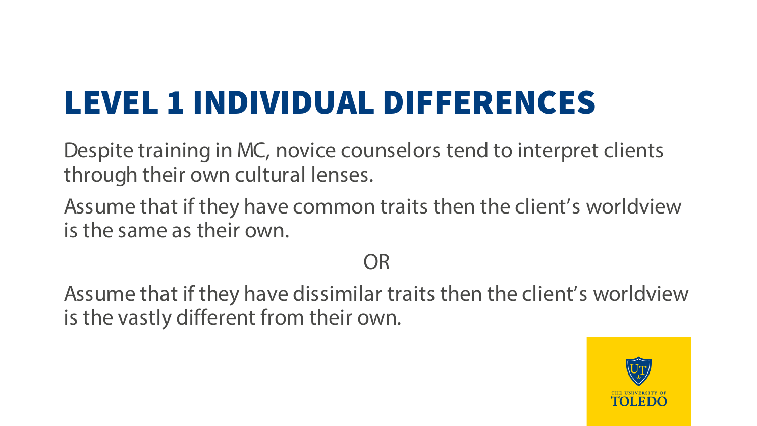# LEVEL 1 INDIVIDUAL DIFFERENCES

Despite training in MC, novice counselors tend to interpret clients through their own cultural lenses.

Assume that if they have common traits then the client's worldview is the same as their own.

OR

Assume that if they have dissimilar traits then the client's worldview is the vastly different from their own.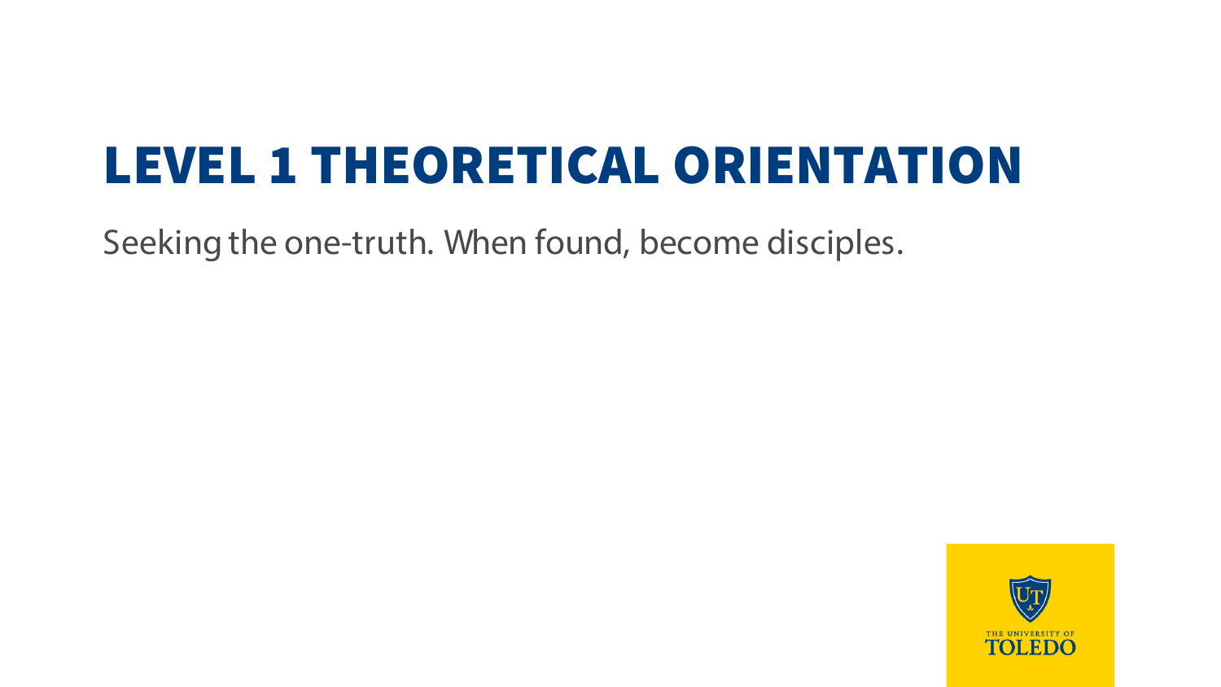# LEVEL 1 THEORETICAL ORIENTATION

Seeking the one-truth. When found, become disciples.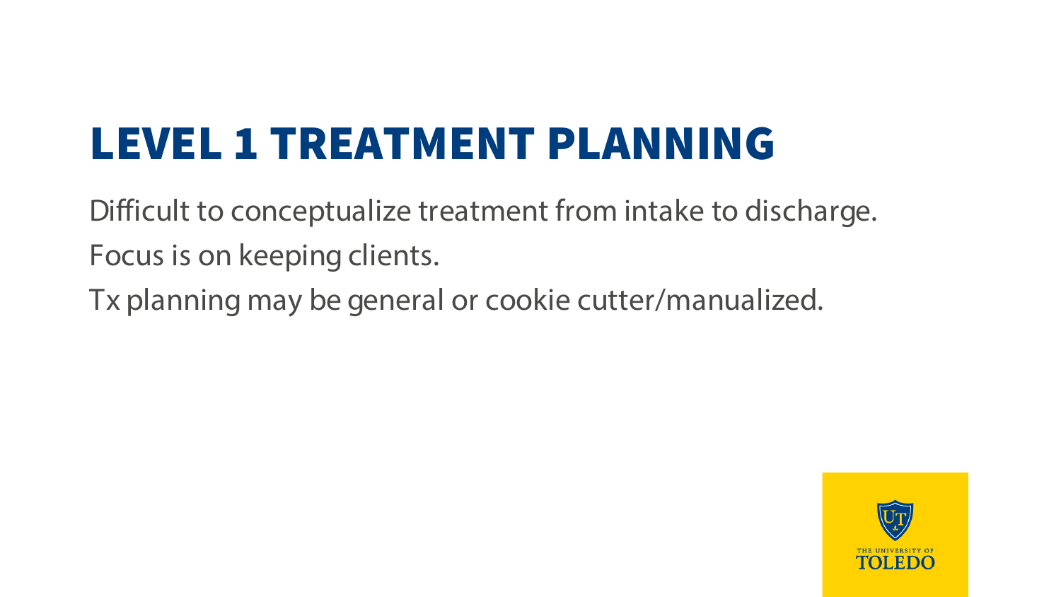# LEVEL 1 TREATMENT PLANNING

Difficult to conceptualize treatment from intake to discharge.

Focus is on keeping clients.

Tx planning may be general or cookie cutter/manualized.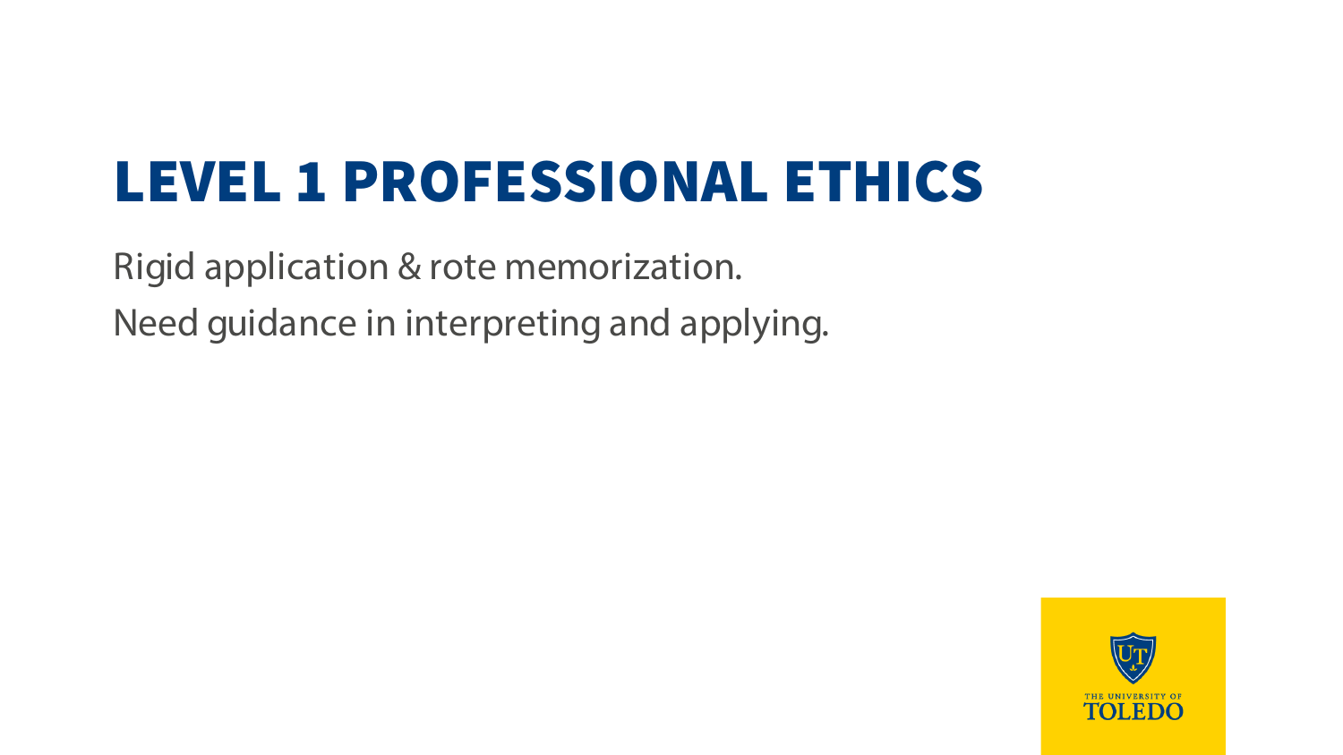# LEVEL 1 PROFESSIONAL ETHICS

Rigid application & rote memorization.

Need guidance in interpreting and applying.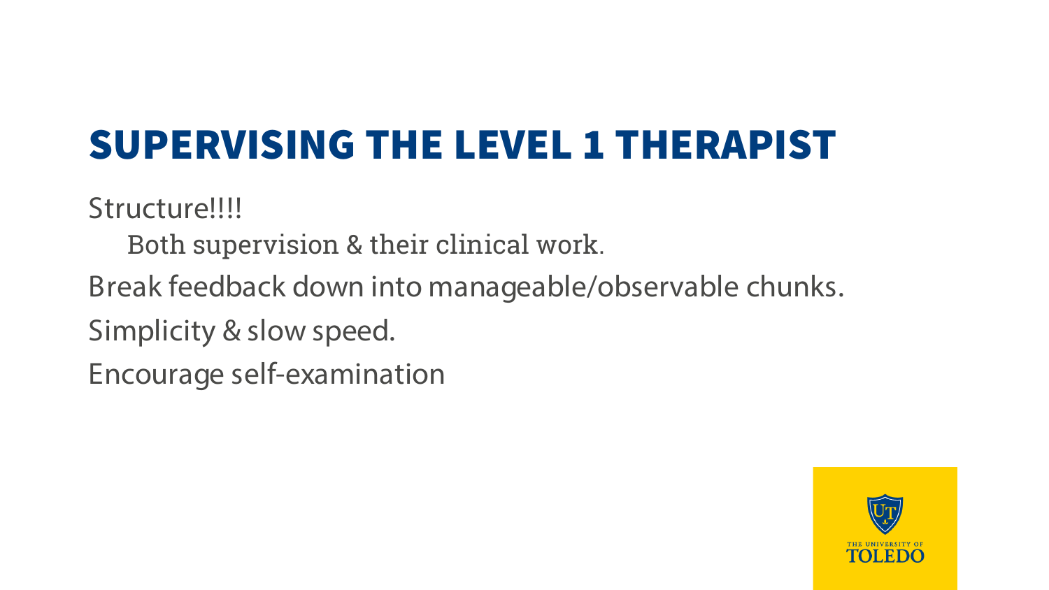# SUPERVISING THE LEVEL 1 THERAPIST

Structure!!!!

  Both supervision & their clinical work.

Break feedback down into manageable/observable chunks.

Simplicity & slow speed.

Encourage self-examination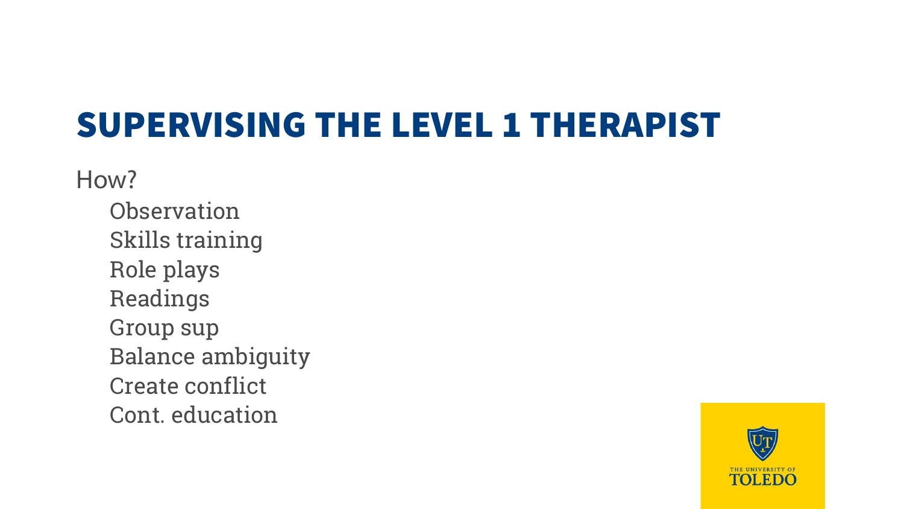# SUPERVISING THE LEVEL 1 THERAPIST

How?

- Observation
- Skills training
- Role plays
- Readings
- Group sup
- Balance ambiguity
- Create conflict
- Cont. education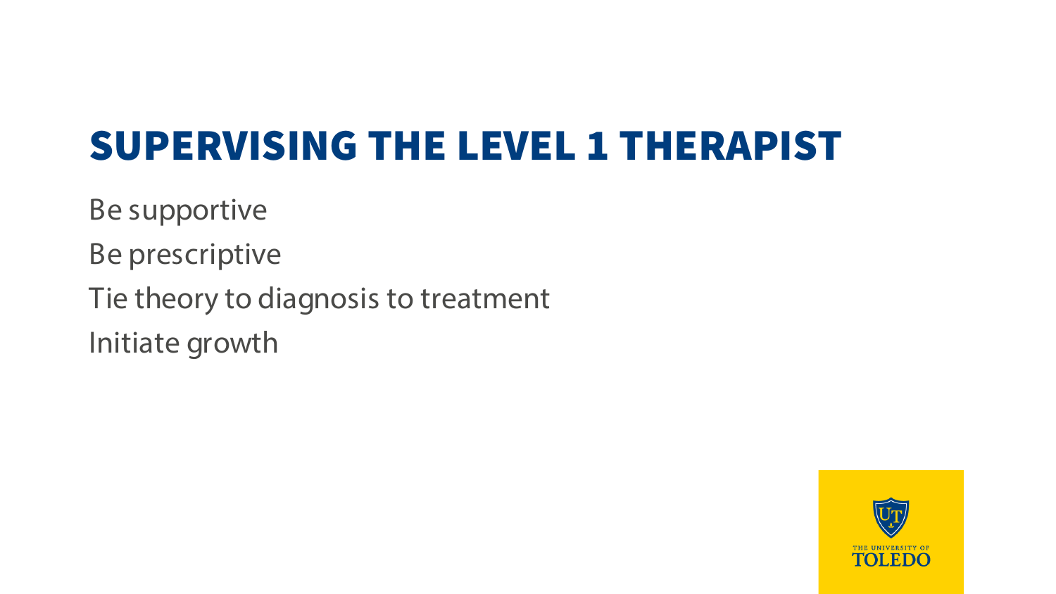# SUPERVISING THE LEVEL 1 THERAPIST

Be supportive

Be prescriptive

Tie theory to diagnosis to treatment

Initiate growth

THE UNIVERSITY OF TOLEDO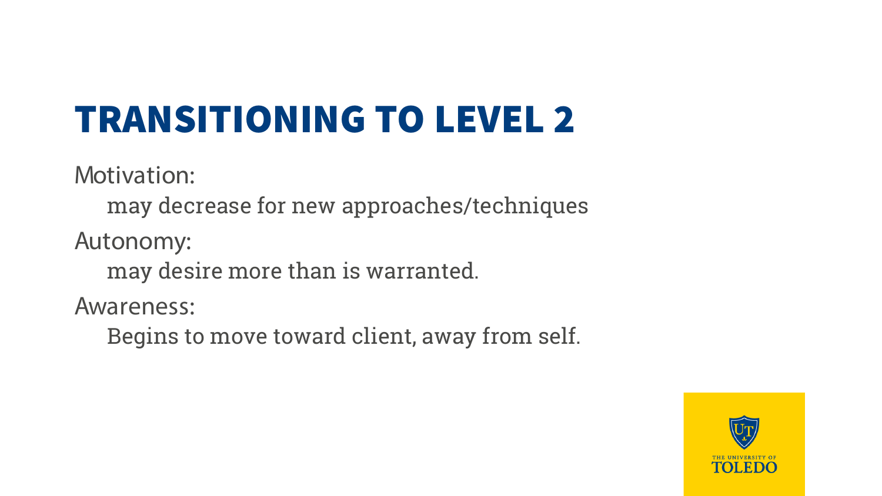# TRANSITIONING TO LEVEL 2

Motivation:

may decrease for new approaches/techniques

Autonomy:

may desire more than is warranted.

Awareness:

Begins to move toward client, away from self.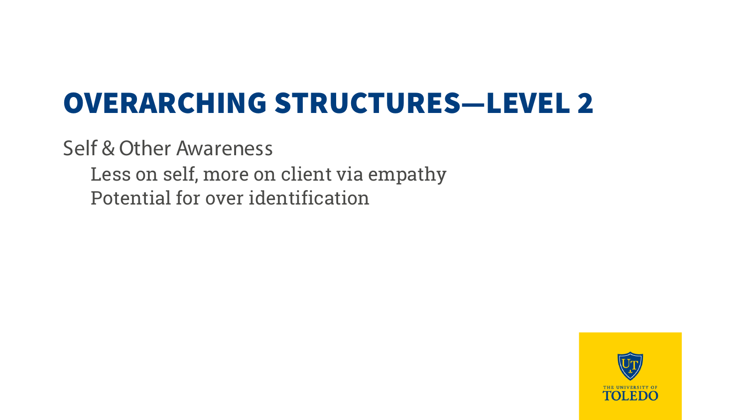# OVERARCHING STRUCTURES—LEVEL 2

Self & Other Awareness

- Less on self, more on client via empathy
- Potential for over identification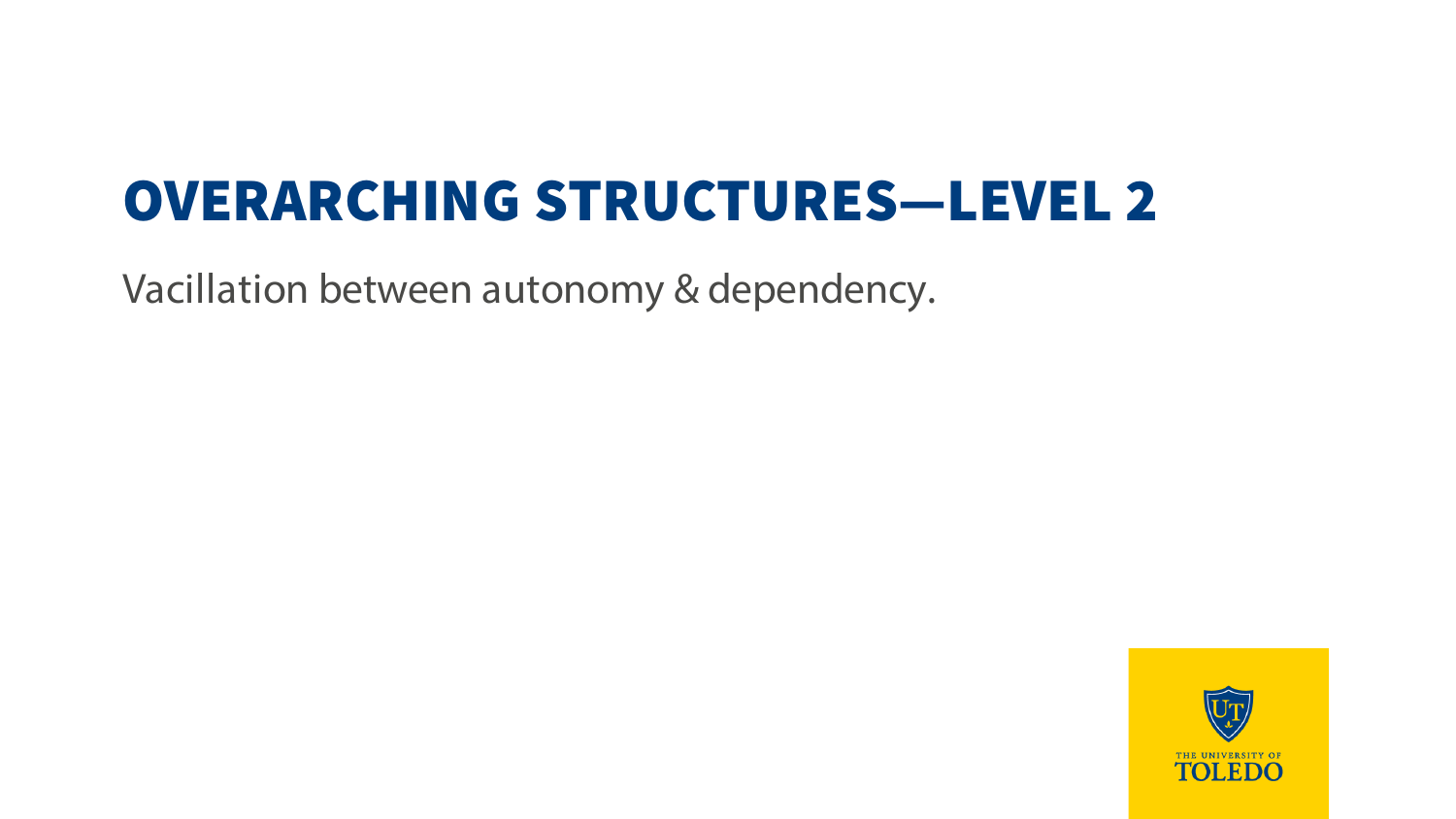# OVERARCHING STRUCTURES—LEVEL 2

Vacillation between autonomy & dependency.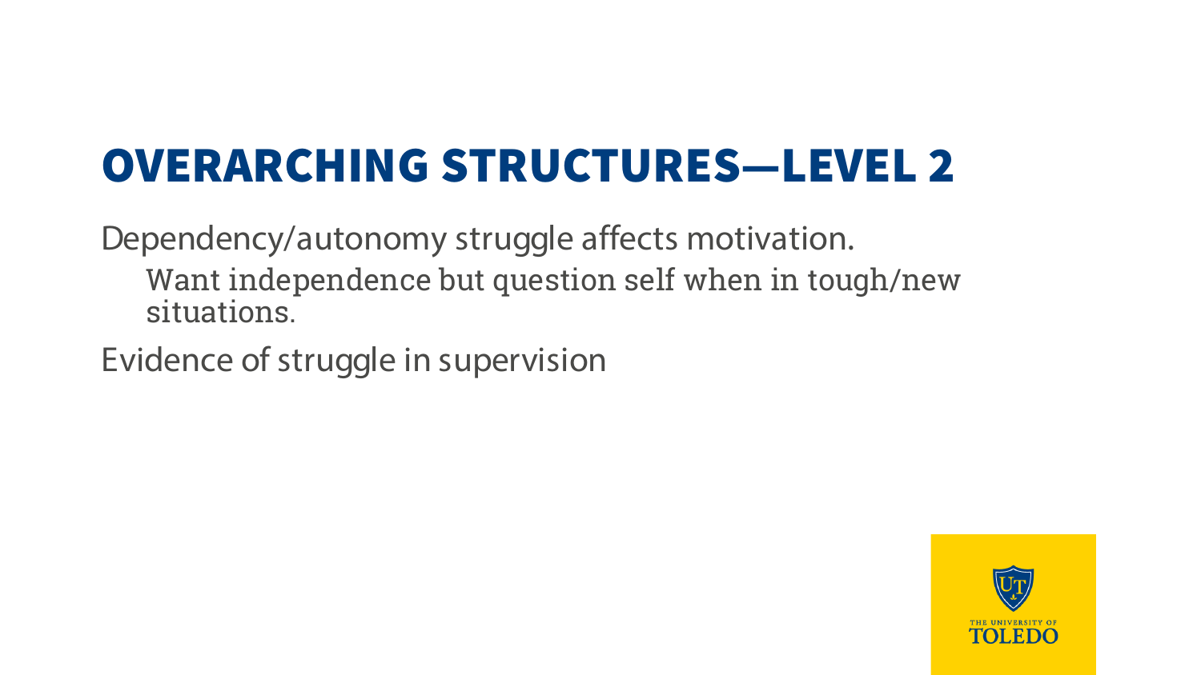# OVERARCHING STRUCTURES—LEVEL 2

- Dependency/autonomy struggle affects motivation.
  - Want independence but question self when in tough/new situations.
- Evidence of struggle in supervision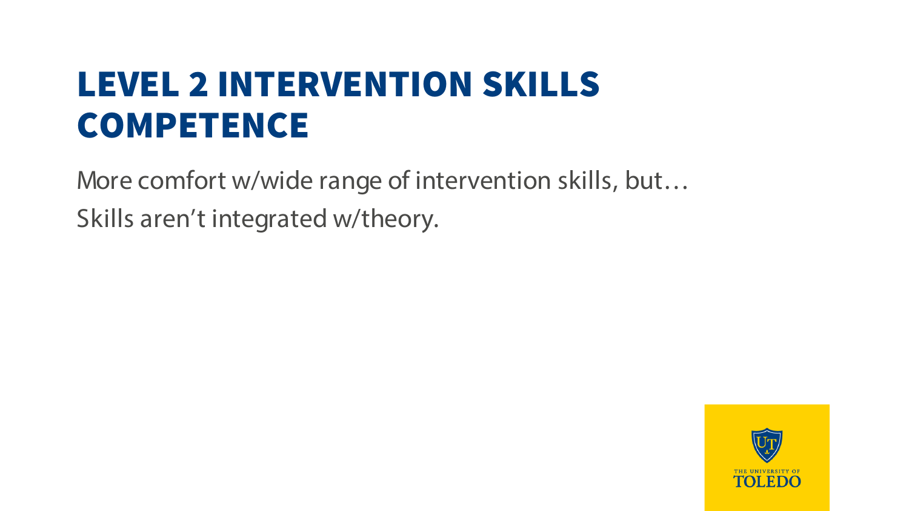# LEVEL 2 INTERVENTION SKILLS COMPETENCE

More comfort w/wide range of intervention skills, but…

Skills aren't integrated w/theory.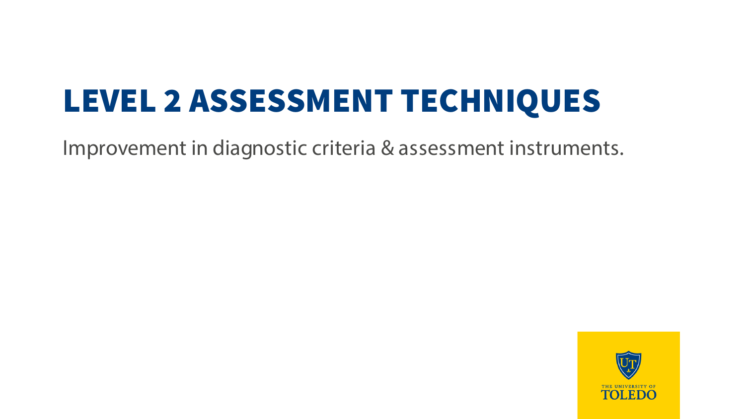# LEVEL 2 ASSESSMENT TECHNIQUES

Improvement in diagnostic criteria & assessment instruments.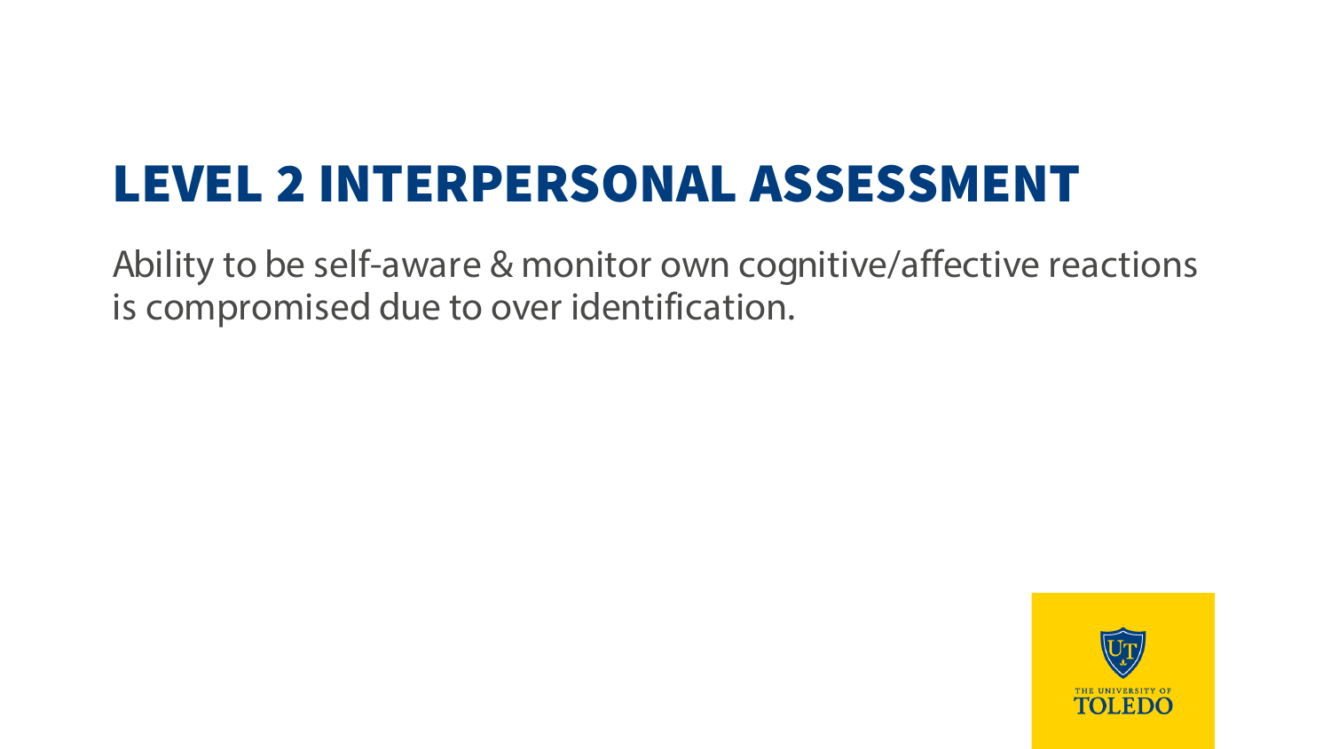# LEVEL 2 INTERPERSONAL ASSESSMENT

Ability to be self-aware & monitor own cognitive/affective reactions is compromised due to over identification.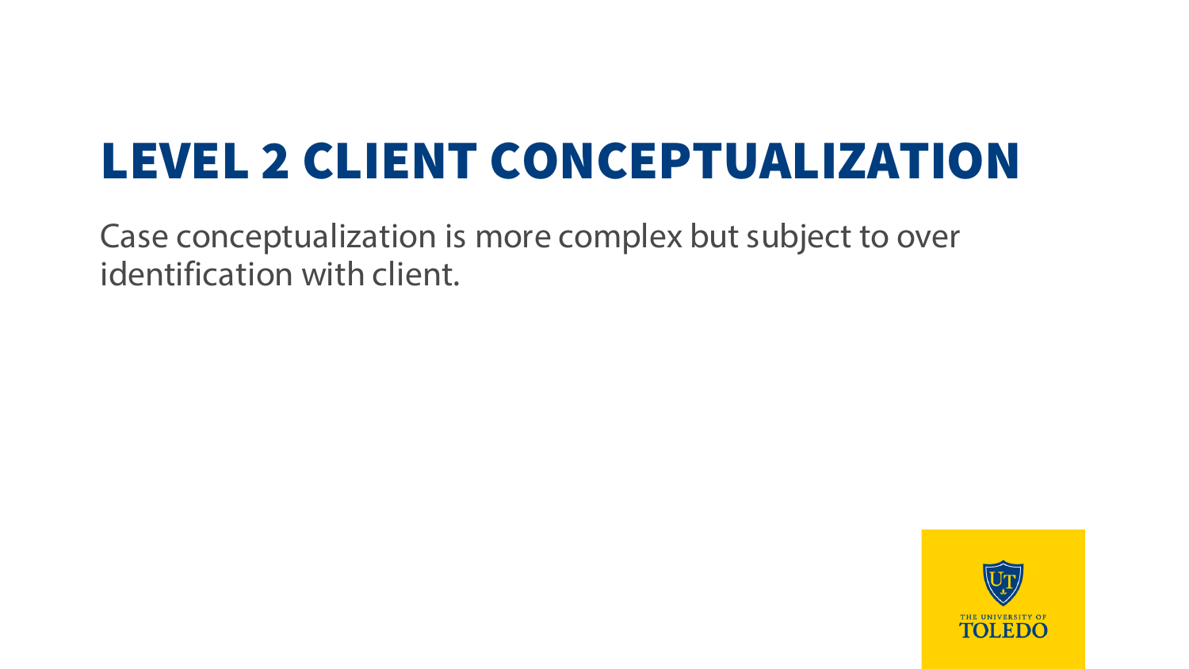# LEVEL 2 CLIENT CONCEPTUALIZATION

Case conceptualization is more complex but subject to over identification with client.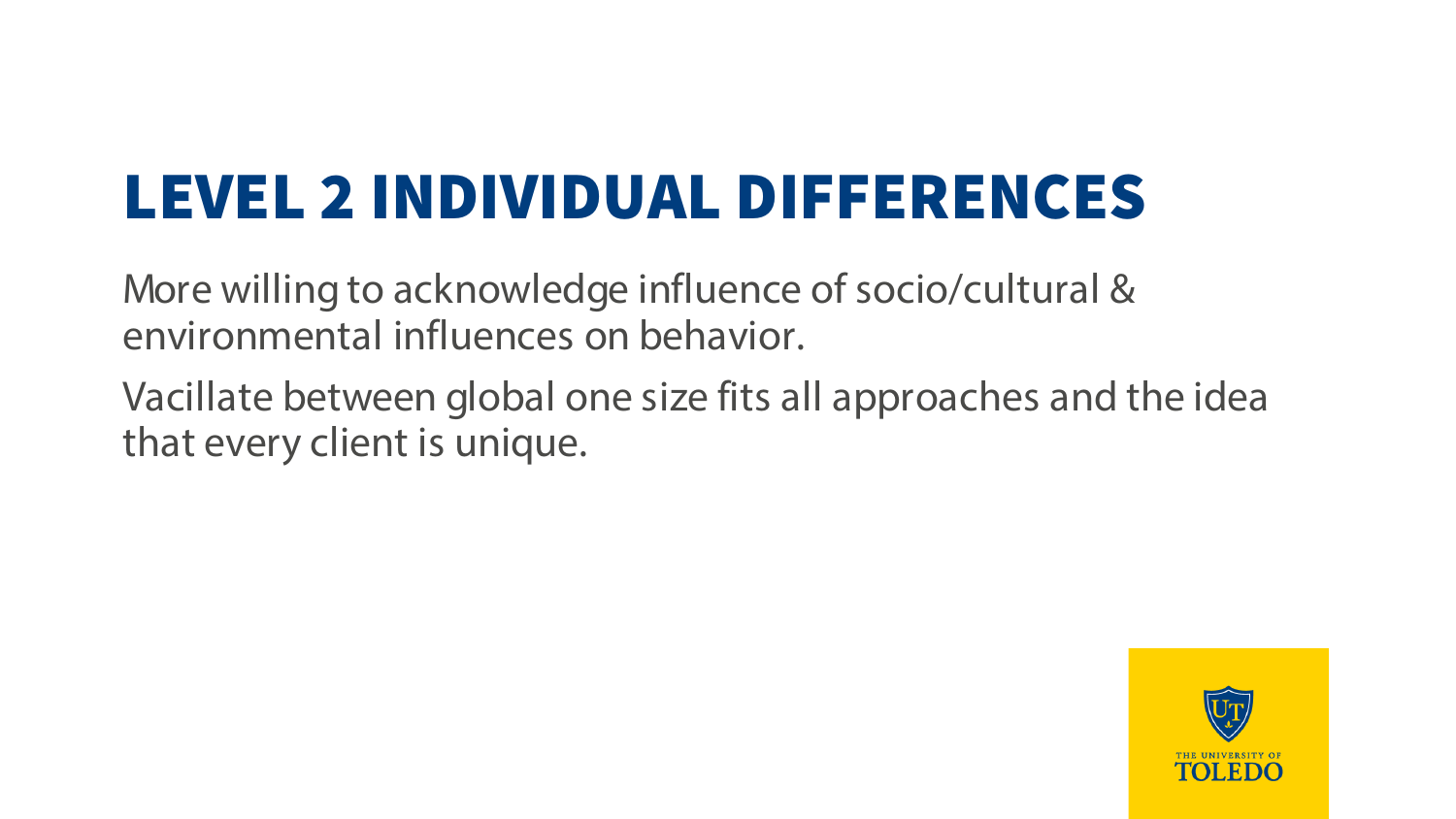# LEVEL 2 INDIVIDUAL DIFFERENCES

More willing to acknowledge influence of socio/cultural & environmental influences on behavior.

Vacillate between global one size fits all approaches and the idea that every client is unique.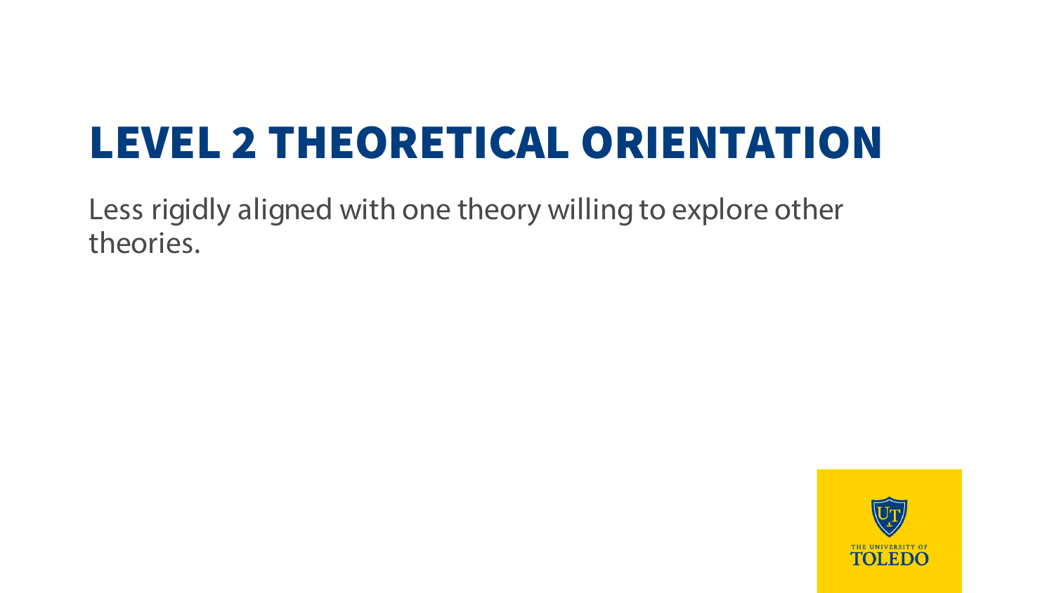# LEVEL 2 THEORETICAL ORIENTATION

Less rigidly aligned with one theory willing to explore other theories.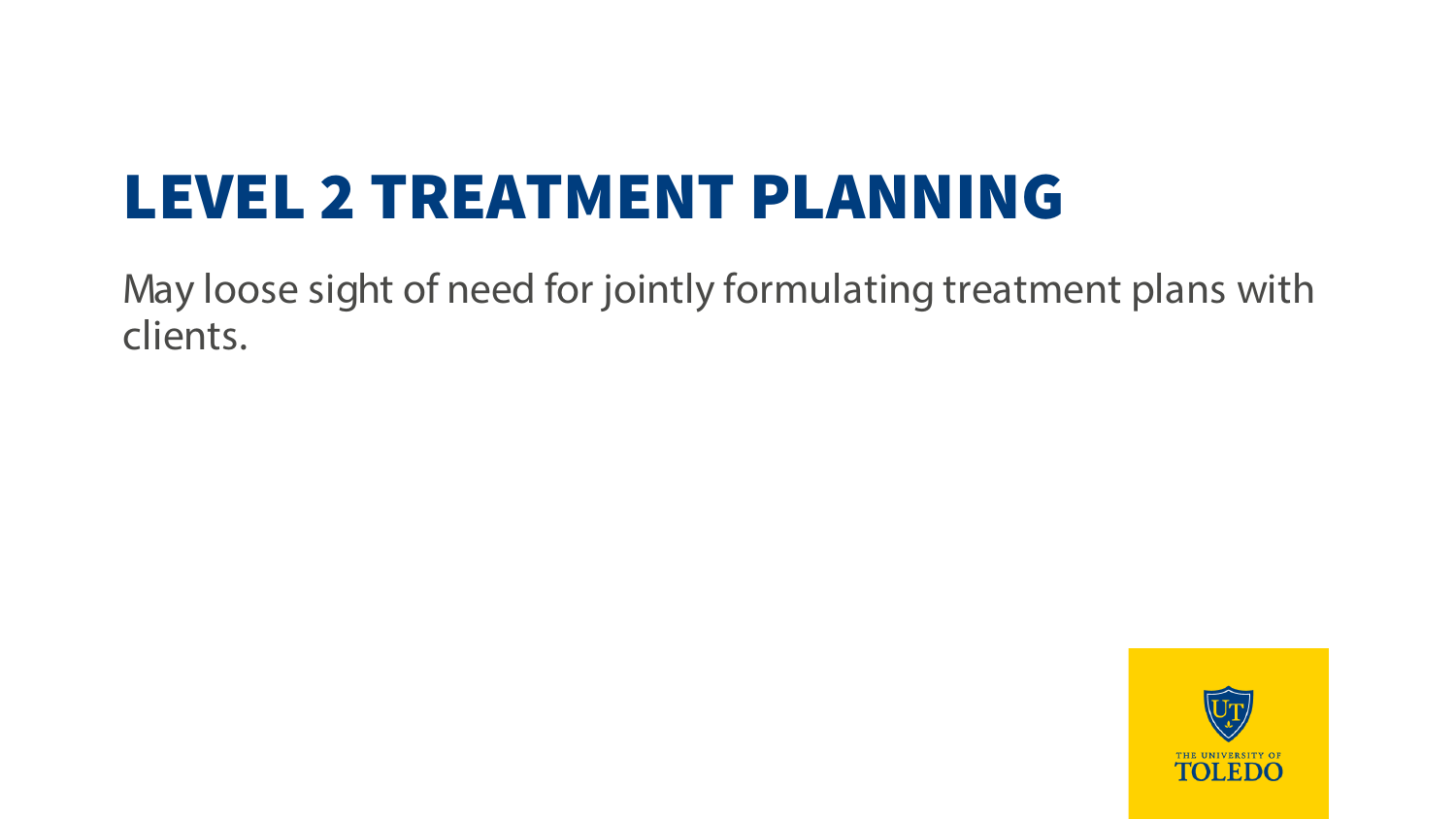# LEVEL 2 TREATMENT PLANNING

May loose sight of need for jointly formulating treatment plans with clients.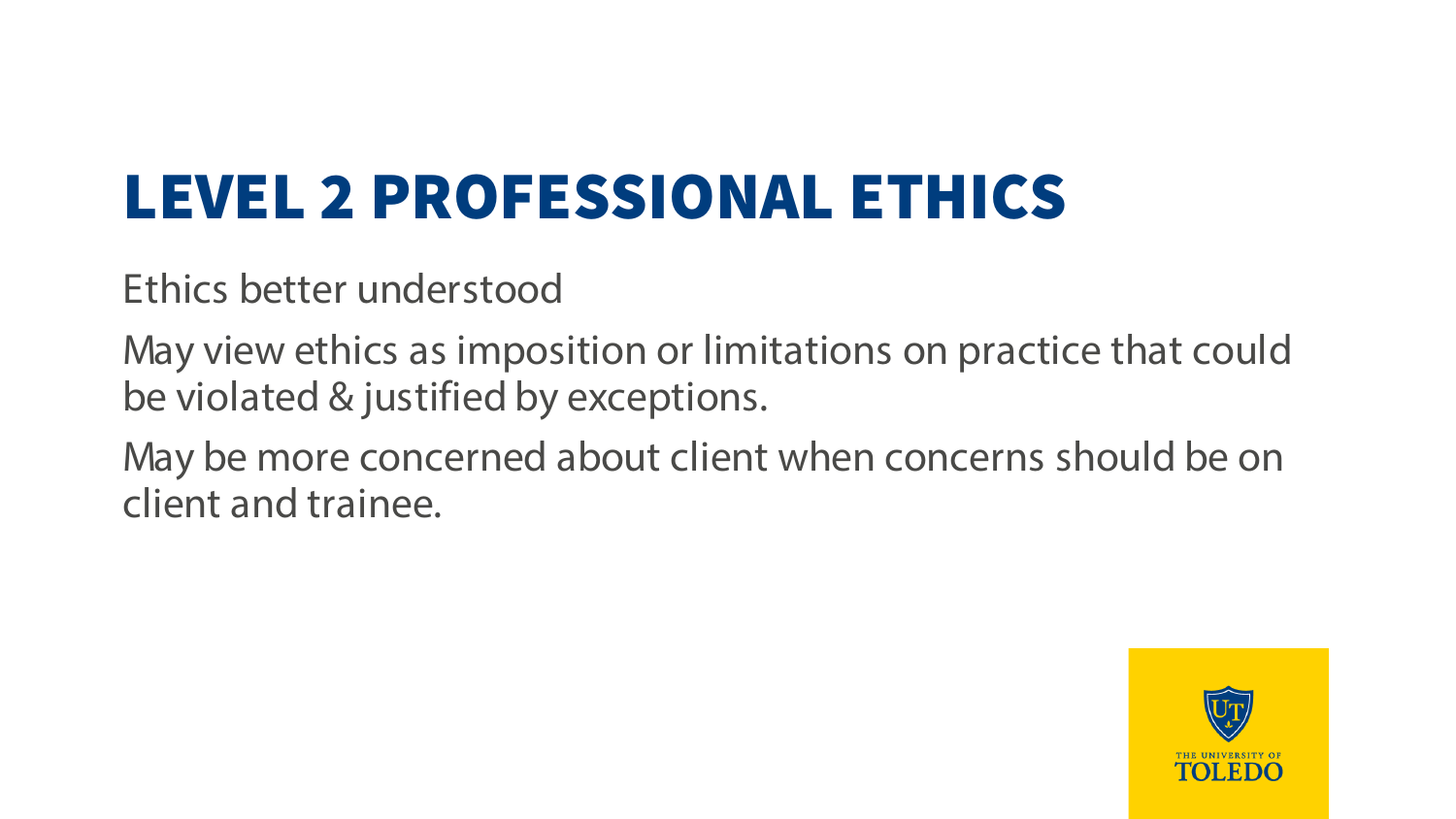# LEVEL 2 PROFESSIONAL ETHICS

Ethics better understood

May view ethics as imposition or limitations on practice that could be violated & justified by exceptions.

May be more concerned about client when concerns should be on client and trainee.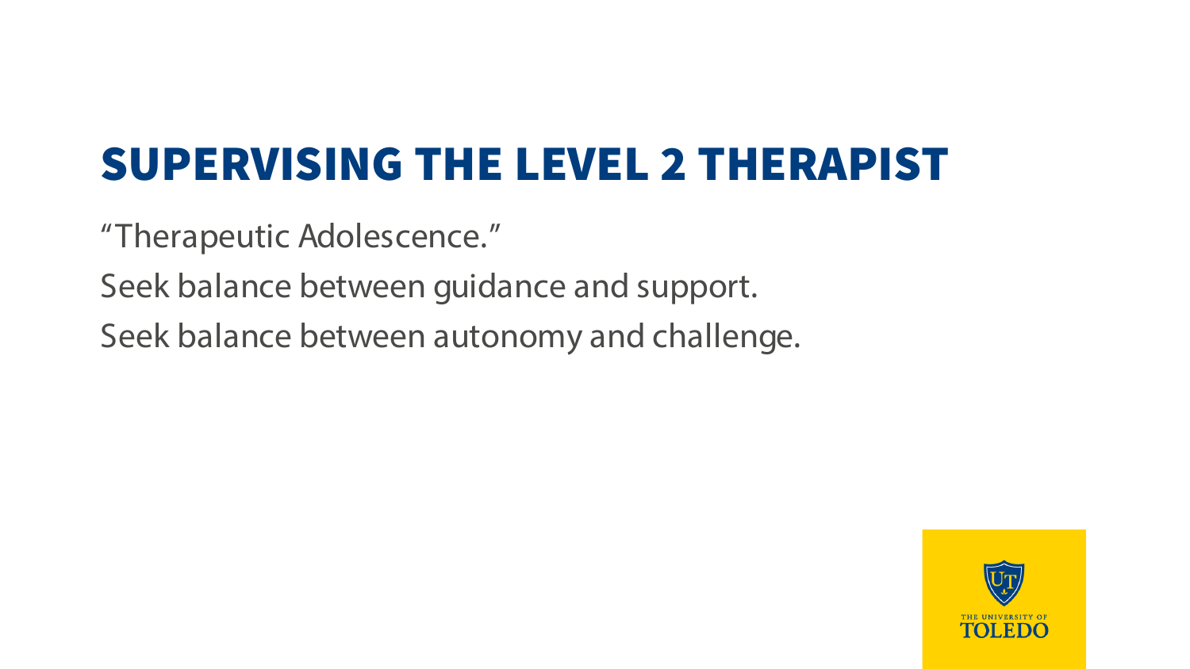# SUPERVISING THE LEVEL 2 THERAPIST

"Therapeutic Adolescence."

Seek balance between guidance and support.

Seek balance between autonomy and challenge.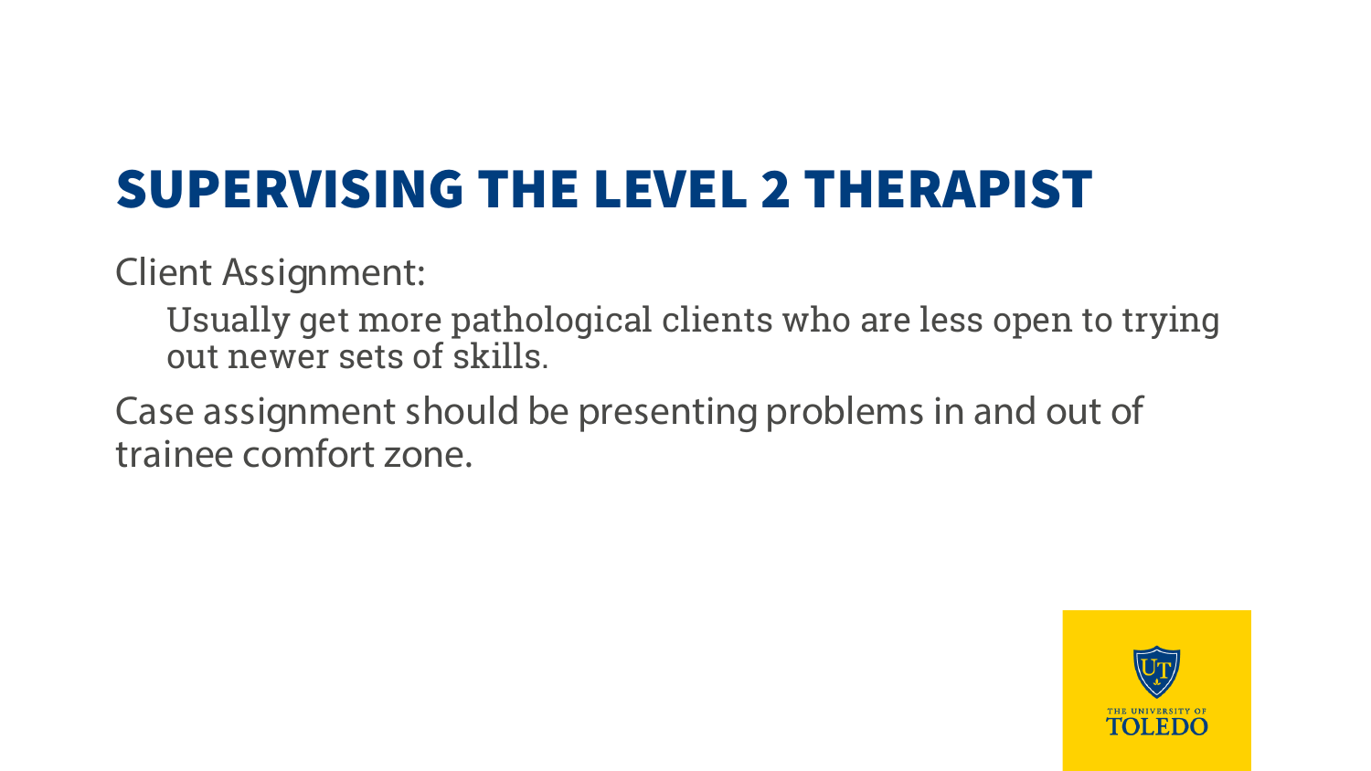# SUPERVISING THE LEVEL 2 THERAPIST

Client Assignment:

- Usually get more pathological clients who are less open to trying out newer sets of skills.

Case assignment should be presenting problems in and out of trainee comfort zone.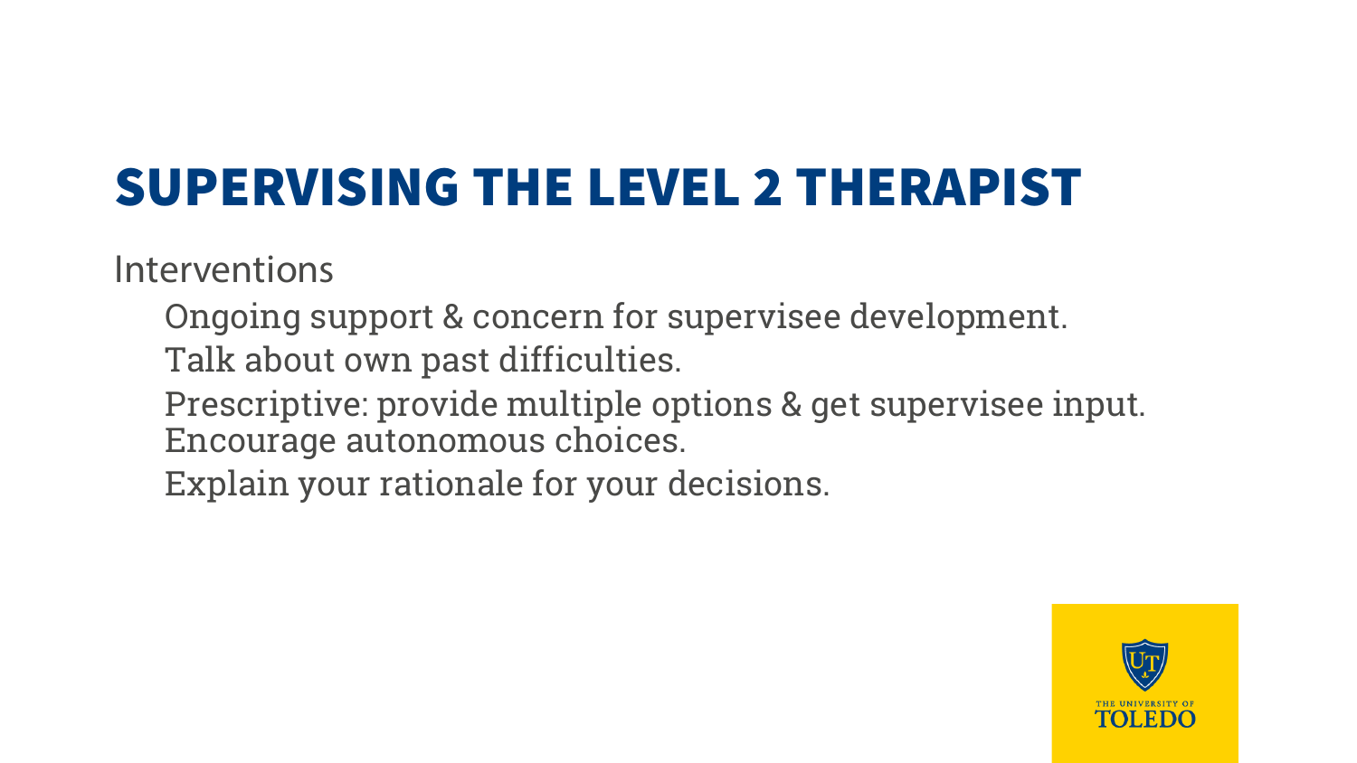# SUPERVISING THE LEVEL 2 THERAPIST

Interventions

- Ongoing support & concern for supervisee development.
- Talk about own past difficulties.
- Prescriptive: provide multiple options & get supervisee input. Encourage autonomous choices.
- Explain your rationale for your decisions.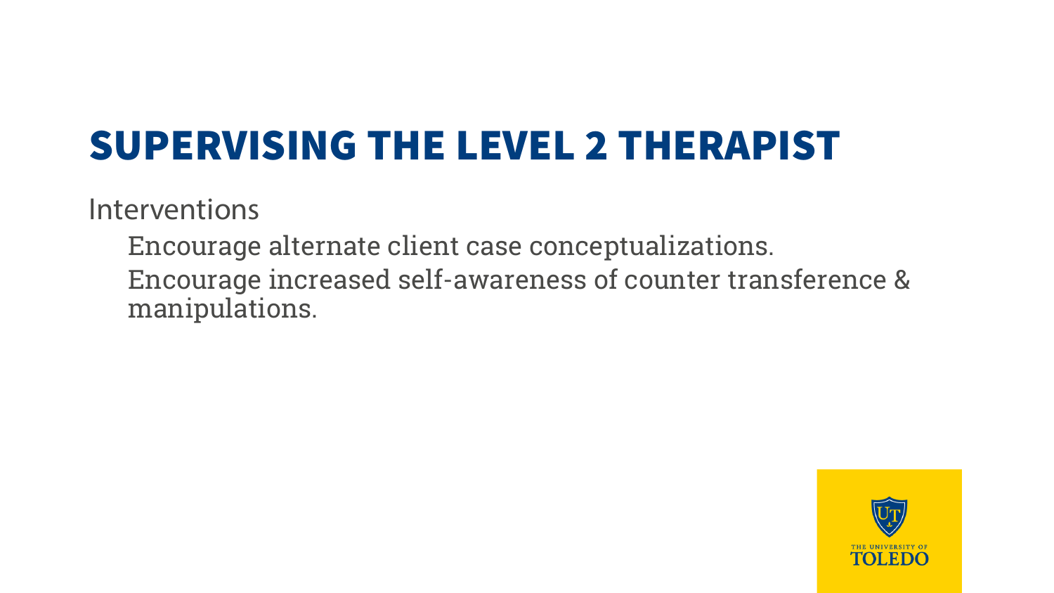# SUPERVISING THE LEVEL 2 THERAPIST

Interventions

- Encourage alternate client case conceptualizations.
- Encourage increased self-awareness of counter transference & manipulations.